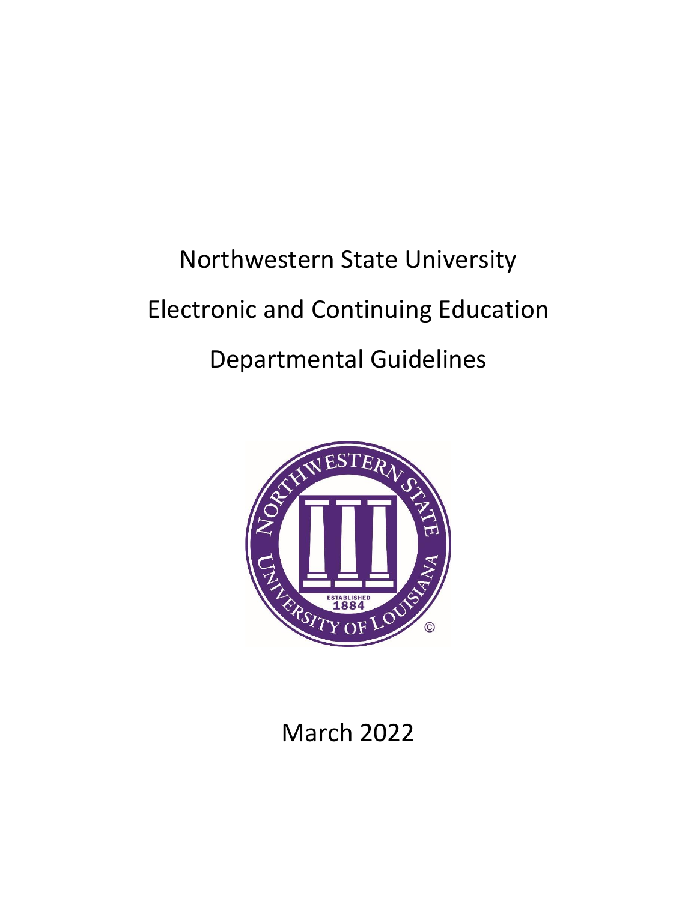# Northwestern State University

# Electronic and Continuing Education

# Departmental Guidelines

March 2022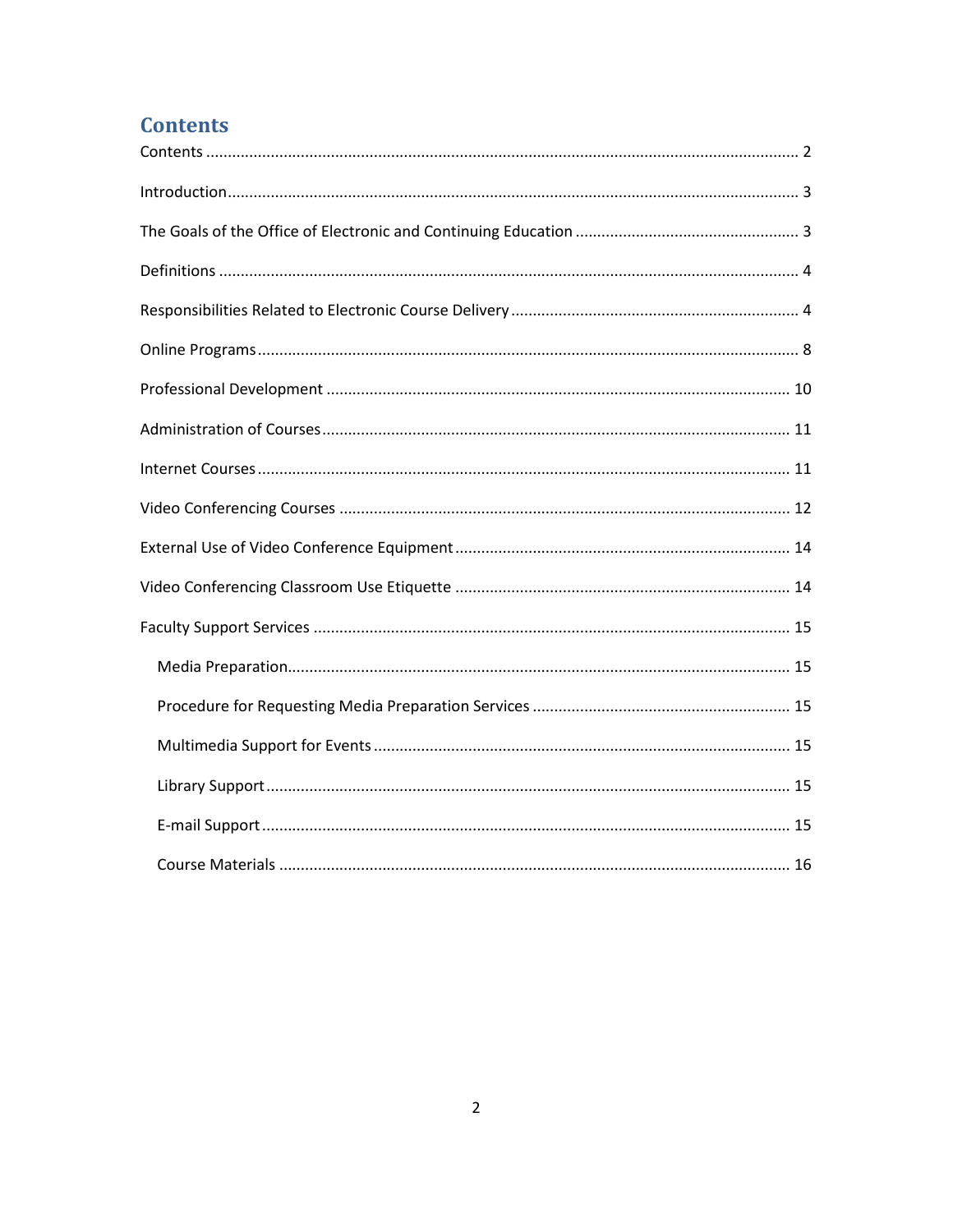# Contents

Contents ........................................................................................................................................ 2

Introduction.................................................................................................................................... 3

The Goals of the Office of Electronic and Continuing Education .................................................... 3

Definitions ...................................................................................................................................... 4

Responsibilities Related to Electronic Course Delivery .................................................................. 4

Online Programs............................................................................................................................. 8

Professional Development ........................................................................................................... 10

Administration of Courses ............................................................................................................ 11

Internet Courses ........................................................................................................................... 11

Video Conferencing Courses ........................................................................................................ 12

External Use of Video Conference Equipment ............................................................................. 14

Video Conferencing Classroom Use Etiquette ............................................................................. 14

Faculty Support Services .............................................................................................................. 15

- Media Preparation.................................................................................................................... 15
- Procedure for Requesting Media Preparation Services ............................................................ 15
- Multimedia Support for Events ................................................................................................ 15
- Library Support ......................................................................................................................... 15
- E-mail Support .......................................................................................................................... 15
- Course Materials ...................................................................................................................... 16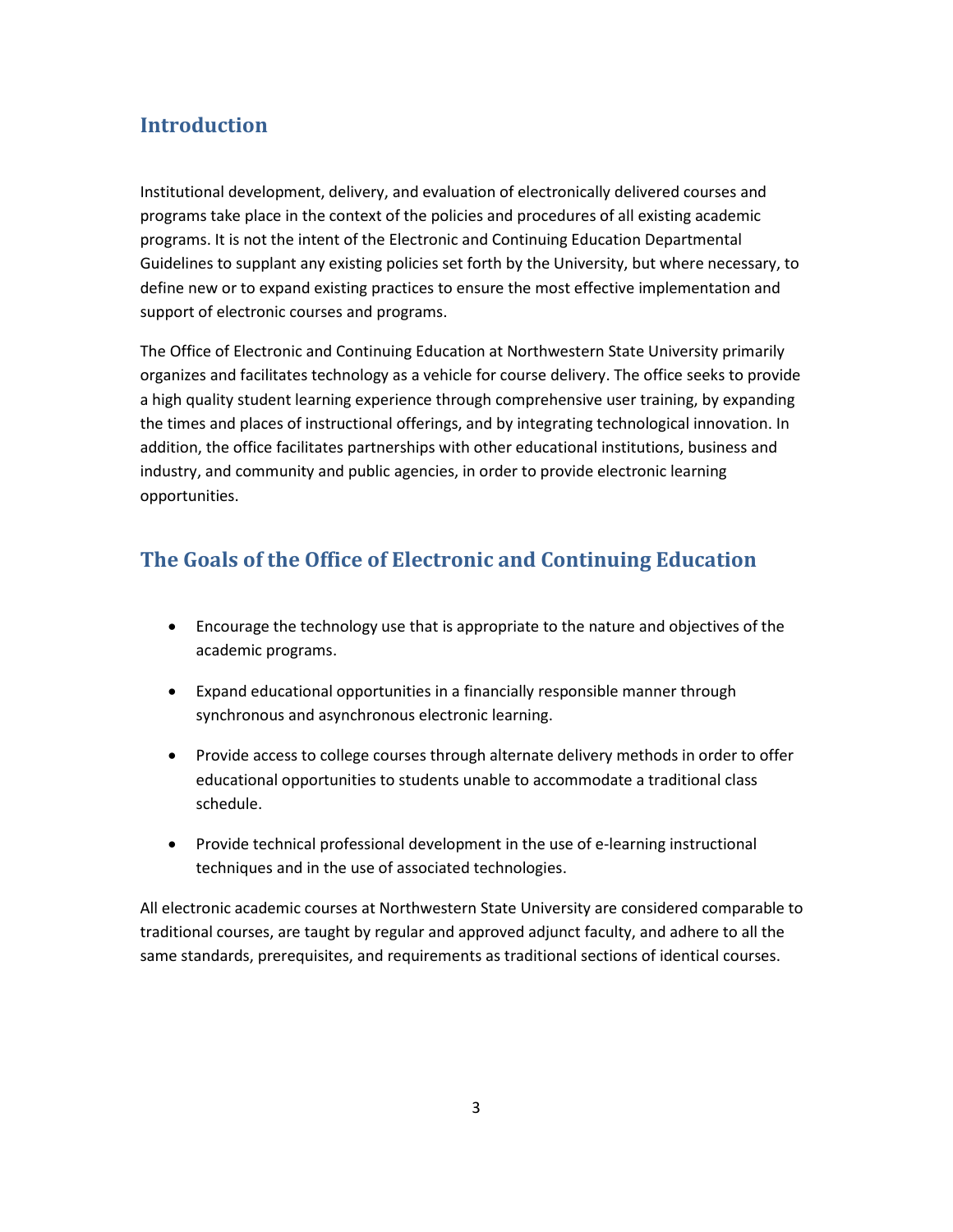## Introduction

Institutional development, delivery, and evaluation of electronically delivered courses and programs take place in the context of the policies and procedures of all existing academic programs. It is not the intent of the Electronic and Continuing Education Departmental Guidelines to supplant any existing policies set forth by the University, but where necessary, to define new or to expand existing practices to ensure the most effective implementation and support of electronic courses and programs.

The Office of Electronic and Continuing Education at Northwestern State University primarily organizes and facilitates technology as a vehicle for course delivery. The office seeks to provide a high quality student learning experience through comprehensive user training, by expanding the times and places of instructional offerings, and by integrating technological innovation. In addition, the office facilitates partnerships with other educational institutions, business and industry, and community and public agencies, in order to provide electronic learning opportunities.

## The Goals of the Office of Electronic and Continuing Education

- Encourage the technology use that is appropriate to the nature and objectives of the academic programs.
- Expand educational opportunities in a financially responsible manner through synchronous and asynchronous electronic learning.
- Provide access to college courses through alternate delivery methods in order to offer educational opportunities to students unable to accommodate a traditional class schedule.
- Provide technical professional development in the use of e-learning instructional techniques and in the use of associated technologies.

All electronic academic courses at Northwestern State University are considered comparable to traditional courses, are taught by regular and approved adjunct faculty, and adhere to all the same standards, prerequisites, and requirements as traditional sections of identical courses.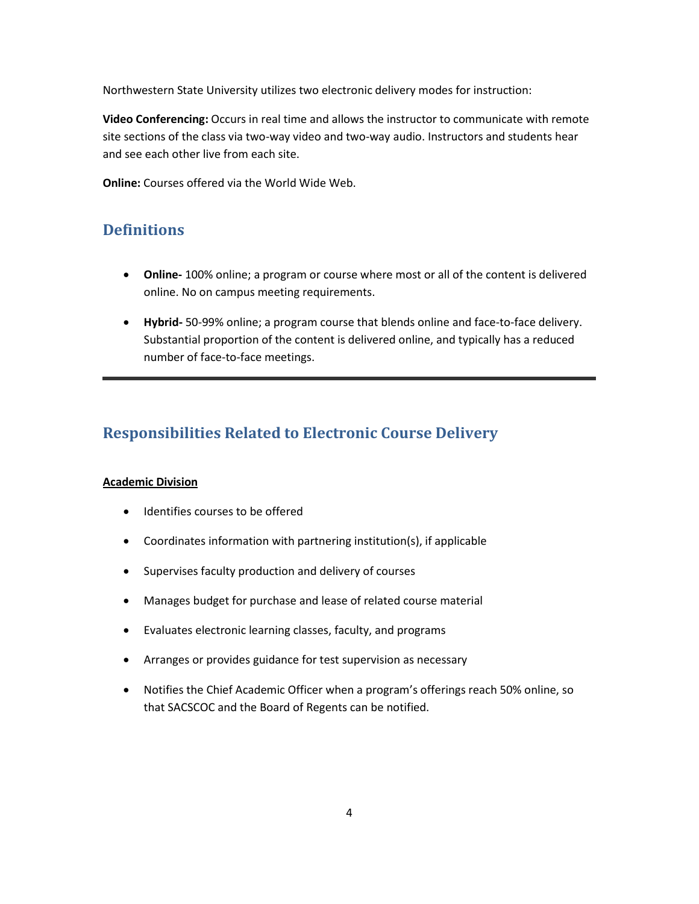Northwestern State University utilizes two electronic delivery modes for instruction:

**Video Conferencing:** Occurs in real time and allows the instructor to communicate with remote site sections of the class via two-way video and two-way audio. Instructors and students hear and see each other live from each site.

**Online:** Courses offered via the World Wide Web.

## Definitions

- **Online-** 100% online; a program or course where most or all of the content is delivered online. No on campus meeting requirements.
- **Hybrid-** 50-99% online; a program course that blends online and face-to-face delivery. Substantial proportion of the content is delivered online, and typically has a reduced number of face-to-face meetings.

---

## Responsibilities Related to Electronic Course Delivery

**Academic Division**

- Identifies courses to be offered
- Coordinates information with partnering institution(s), if applicable
- Supervises faculty production and delivery of courses
- Manages budget for purchase and lease of related course material
- Evaluates electronic learning classes, faculty, and programs
- Arranges or provides guidance for test supervision as necessary
- Notifies the Chief Academic Officer when a program's offerings reach 50% online, so that SACSCOC and the Board of Regents can be notified.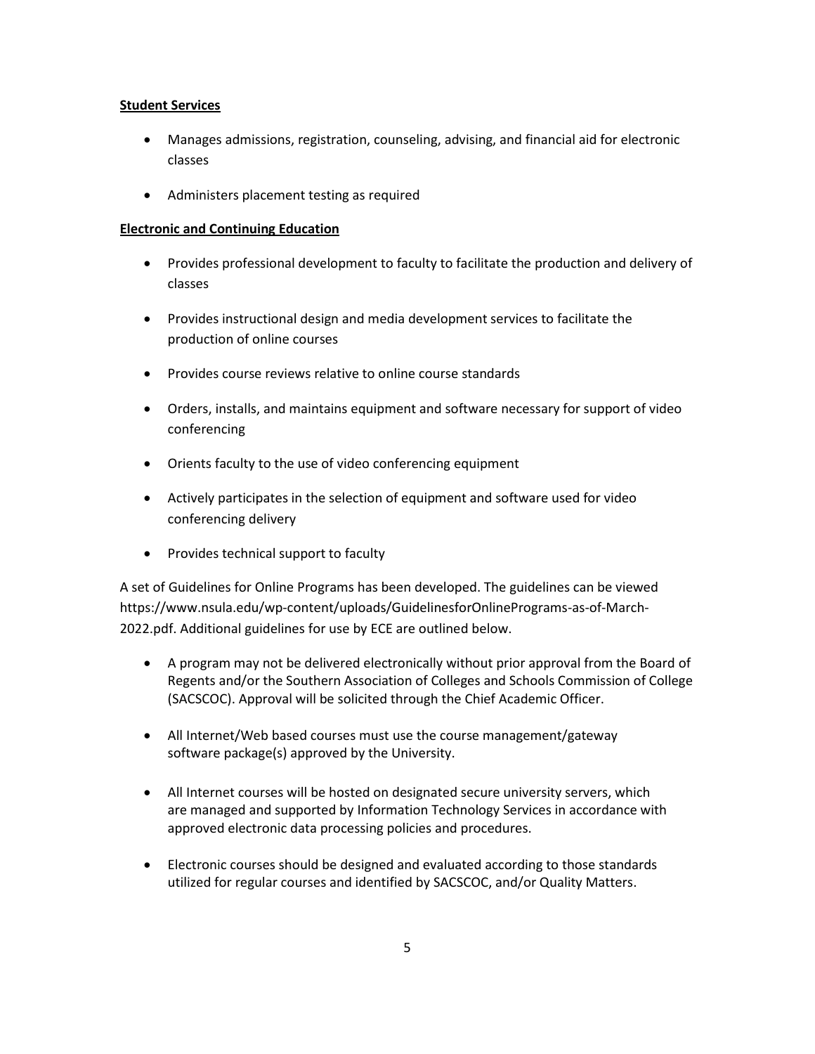**Student Services**

- Manages admissions, registration, counseling, advising, and financial aid for electronic classes
- Administers placement testing as required

**Electronic and Continuing Education**

- Provides professional development to faculty to facilitate the production and delivery of classes
- Provides instructional design and media development services to facilitate the production of online courses
- Provides course reviews relative to online course standards
- Orders, installs, and maintains equipment and software necessary for support of video conferencing
- Orients faculty to the use of video conferencing equipment
- Actively participates in the selection of equipment and software used for video conferencing delivery
- Provides technical support to faculty

A set of Guidelines for Online Programs has been developed. The guidelines can be viewed https://www.nsula.edu/wp-content/uploads/GuidelinesforOnlinePrograms-as-of-March-2022.pdf. Additional guidelines for use by ECE are outlined below.

- A program may not be delivered electronically without prior approval from the Board of Regents and/or the Southern Association of Colleges and Schools Commission of College (SACSCOC). Approval will be solicited through the Chief Academic Officer.
- All Internet/Web based courses must use the course management/gateway software package(s) approved by the University.
- All Internet courses will be hosted on designated secure university servers, which are managed and supported by Information Technology Services in accordance with approved electronic data processing policies and procedures.
- Electronic courses should be designed and evaluated according to those standards utilized for regular courses and identified by SACSCOC, and/or Quality Matters.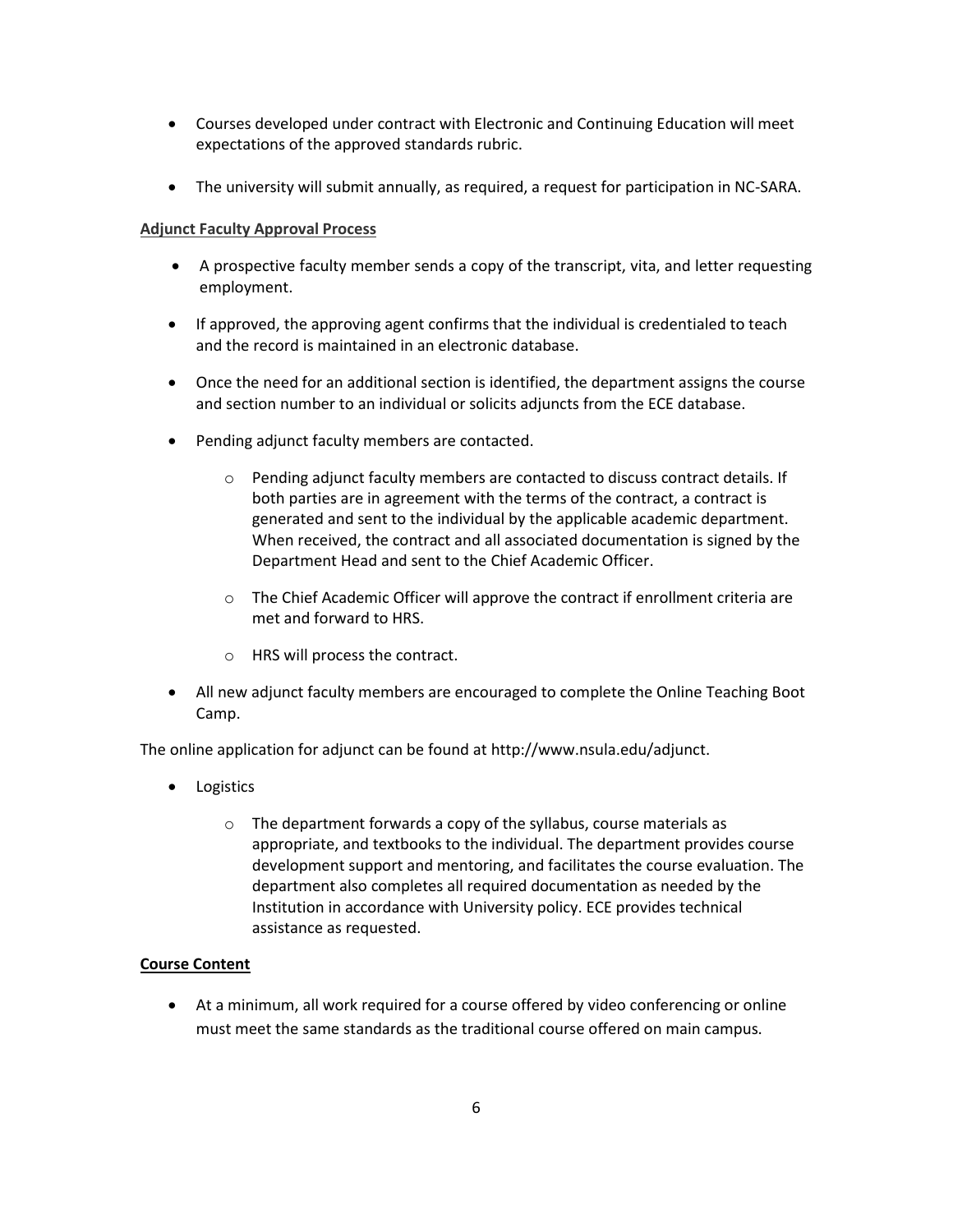- Courses developed under contract with Electronic and Continuing Education will meet expectations of the approved standards rubric.
- The university will submit annually, as required, a request for participation in NC-SARA.

**Adjunct Faculty Approval Process**

- A prospective faculty member sends a copy of the transcript, vita, and letter requesting employment.
- If approved, the approving agent confirms that the individual is credentialed to teach and the record is maintained in an electronic database.
- Once the need for an additional section is identified, the department assigns the course and section number to an individual or solicits adjuncts from the ECE database.
- Pending adjunct faculty members are contacted.
    - Pending adjunct faculty members are contacted to discuss contract details. If both parties are in agreement with the terms of the contract, a contract is generated and sent to the individual by the applicable academic department. When received, the contract and all associated documentation is signed by the Department Head and sent to the Chief Academic Officer.
    - The Chief Academic Officer will approve the contract if enrollment criteria are met and forward to HRS.
    - HRS will process the contract.
- All new adjunct faculty members are encouraged to complete the Online Teaching Boot Camp.

The online application for adjunct can be found at http://www.nsula.edu/adjunct.

- Logistics
    - The department forwards a copy of the syllabus, course materials as appropriate, and textbooks to the individual. The department provides course development support and mentoring, and facilitates the course evaluation. The department also completes all required documentation as needed by the Institution in accordance with University policy. ECE provides technical assistance as requested.

**Course Content**

- At a minimum, all work required for a course offered by video conferencing or online must meet the same standards as the traditional course offered on main campus.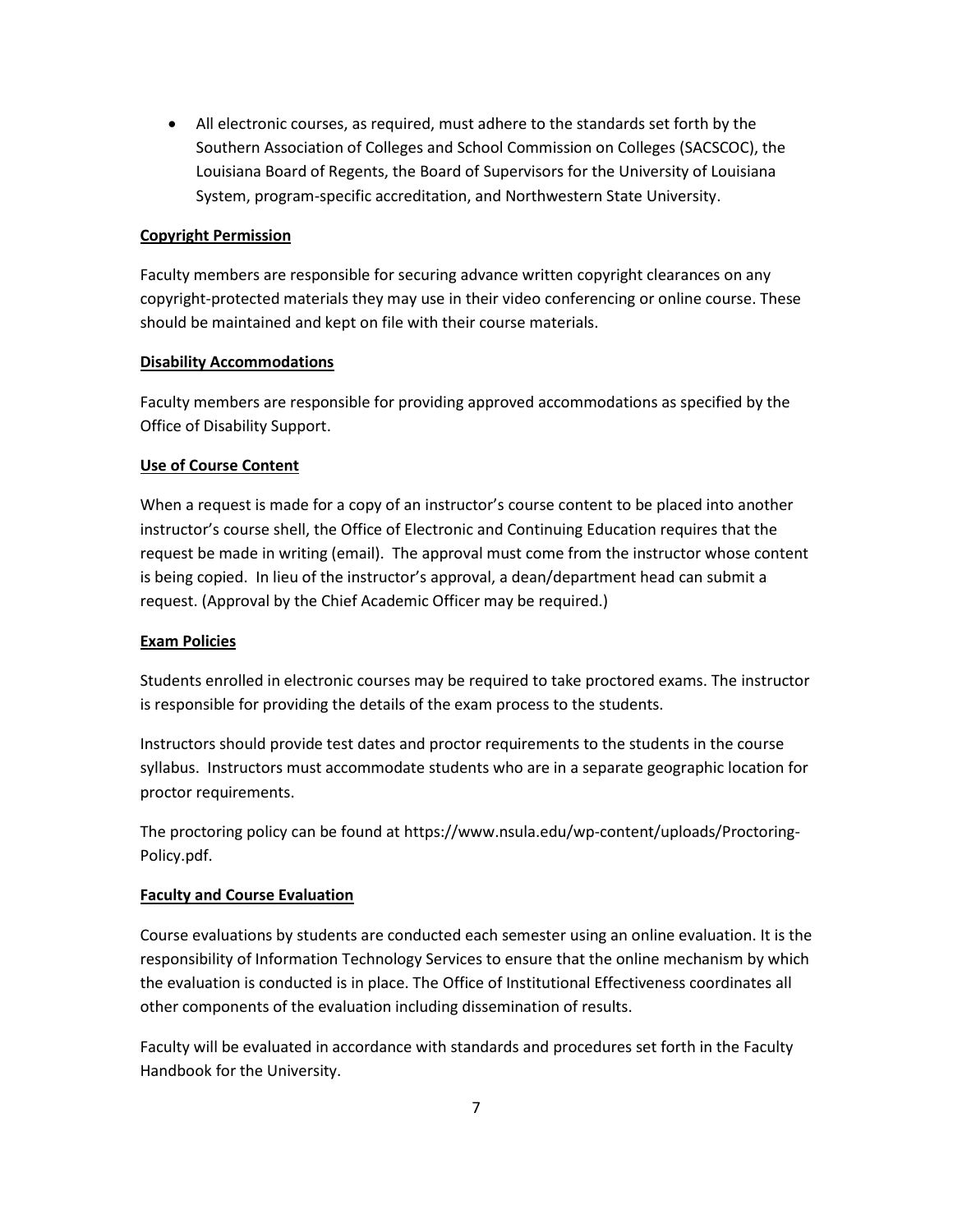- All electronic courses, as required, must adhere to the standards set forth by the Southern Association of Colleges and School Commission on Colleges (SACSCOC), the Louisiana Board of Regents, the Board of Supervisors for the University of Louisiana System, program-specific accreditation, and Northwestern State University.

**Copyright Permission**

Faculty members are responsible for securing advance written copyright clearances on any copyright-protected materials they may use in their video conferencing or online course. These should be maintained and kept on file with their course materials.

**Disability Accommodations**

Faculty members are responsible for providing approved accommodations as specified by the Office of Disability Support.

**Use of Course Content**

When a request is made for a copy of an instructor's course content to be placed into another instructor's course shell, the Office of Electronic and Continuing Education requires that the request be made in writing (email). The approval must come from the instructor whose content is being copied. In lieu of the instructor's approval, a dean/department head can submit a request. (Approval by the Chief Academic Officer may be required.)

**Exam Policies**

Students enrolled in electronic courses may be required to take proctored exams. The instructor is responsible for providing the details of the exam process to the students.

Instructors should provide test dates and proctor requirements to the students in the course syllabus. Instructors must accommodate students who are in a separate geographic location for proctor requirements.

The proctoring policy can be found at https://www.nsula.edu/wp-content/uploads/Proctoring-Policy.pdf.

**Faculty and Course Evaluation**

Course evaluations by students are conducted each semester using an online evaluation. It is the responsibility of Information Technology Services to ensure that the online mechanism by which the evaluation is conducted is in place. The Office of Institutional Effectiveness coordinates all other components of the evaluation including dissemination of results.

Faculty will be evaluated in accordance with standards and procedures set forth in the Faculty Handbook for the University.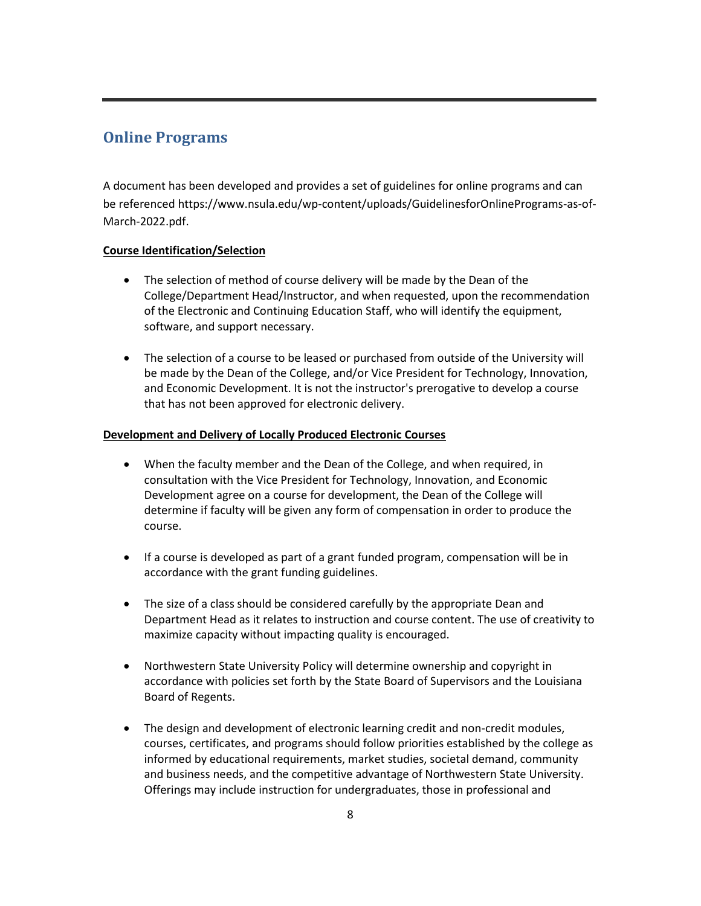## Online Programs

A document has been developed and provides a set of guidelines for online programs and can be referenced https://www.nsula.edu/wp-content/uploads/GuidelinesforOnlinePrograms-as-of-March-2022.pdf.

**Course Identification/Selection**

- The selection of method of course delivery will be made by the Dean of the College/Department Head/Instructor, and when requested, upon the recommendation of the Electronic and Continuing Education Staff, who will identify the equipment, software, and support necessary.

- The selection of a course to be leased or purchased from outside of the University will be made by the Dean of the College, and/or Vice President for Technology, Innovation, and Economic Development. It is not the instructor's prerogative to develop a course that has not been approved for electronic delivery.

**Development and Delivery of Locally Produced Electronic Courses**

- When the faculty member and the Dean of the College, and when required, in consultation with the Vice President for Technology, Innovation, and Economic Development agree on a course for development, the Dean of the College will determine if faculty will be given any form of compensation in order to produce the course.

- If a course is developed as part of a grant funded program, compensation will be in accordance with the grant funding guidelines.

- The size of a class should be considered carefully by the appropriate Dean and Department Head as it relates to instruction and course content. The use of creativity to maximize capacity without impacting quality is encouraged.

- Northwestern State University Policy will determine ownership and copyright in accordance with policies set forth by the State Board of Supervisors and the Louisiana Board of Regents.

- The design and development of electronic learning credit and non-credit modules, courses, certificates, and programs should follow priorities established by the college as informed by educational requirements, market studies, societal demand, community and business needs, and the competitive advantage of Northwestern State University. Offerings may include instruction for undergraduates, those in professional and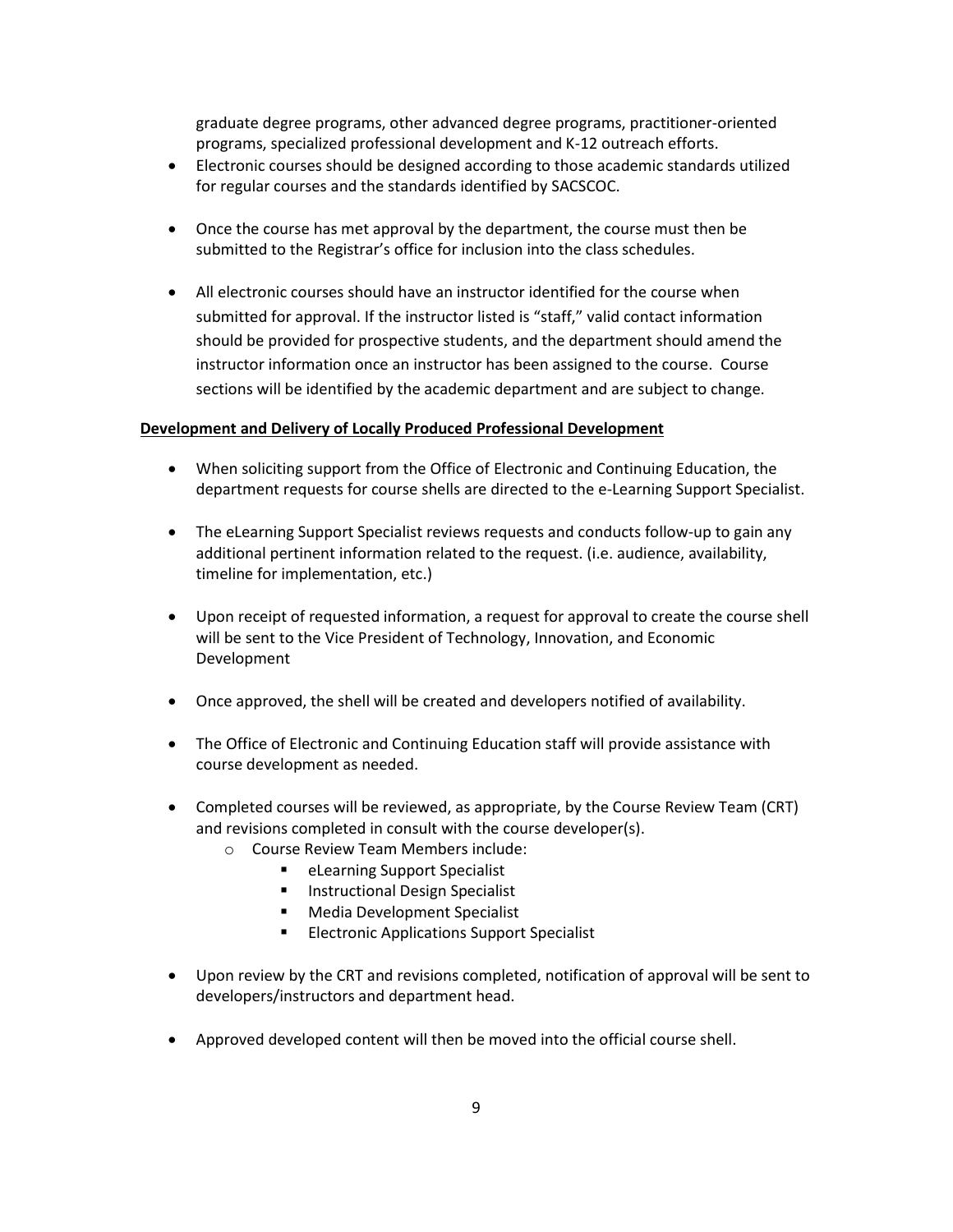graduate degree programs, other advanced degree programs, practitioner-oriented programs, specialized professional development and K-12 outreach efforts.

- Electronic courses should be designed according to those academic standards utilized for regular courses and the standards identified by SACSCOC.
- Once the course has met approval by the department, the course must then be submitted to the Registrar's office for inclusion into the class schedules.
- All electronic courses should have an instructor identified for the course when submitted for approval. If the instructor listed is "staff," valid contact information should be provided for prospective students, and the department should amend the instructor information once an instructor has been assigned to the course. Course sections will be identified by the academic department and are subject to change.

**Development and Delivery of Locally Produced Professional Development**

- When soliciting support from the Office of Electronic and Continuing Education, the department requests for course shells are directed to the e-Learning Support Specialist.
- The eLearning Support Specialist reviews requests and conducts follow-up to gain any additional pertinent information related to the request. (i.e. audience, availability, timeline for implementation, etc.)
- Upon receipt of requested information, a request for approval to create the course shell will be sent to the Vice President of Technology, Innovation, and Economic Development
- Once approved, the shell will be created and developers notified of availability.
- The Office of Electronic and Continuing Education staff will provide assistance with course development as needed.
- Completed courses will be reviewed, as appropriate, by the Course Review Team (CRT) and revisions completed in consult with the course developer(s).
    - Course Review Team Members include:
        - eLearning Support Specialist
        - Instructional Design Specialist
        - Media Development Specialist
        - Electronic Applications Support Specialist
- Upon review by the CRT and revisions completed, notification of approval will be sent to developers/instructors and department head.
- Approved developed content will then be moved into the official course shell.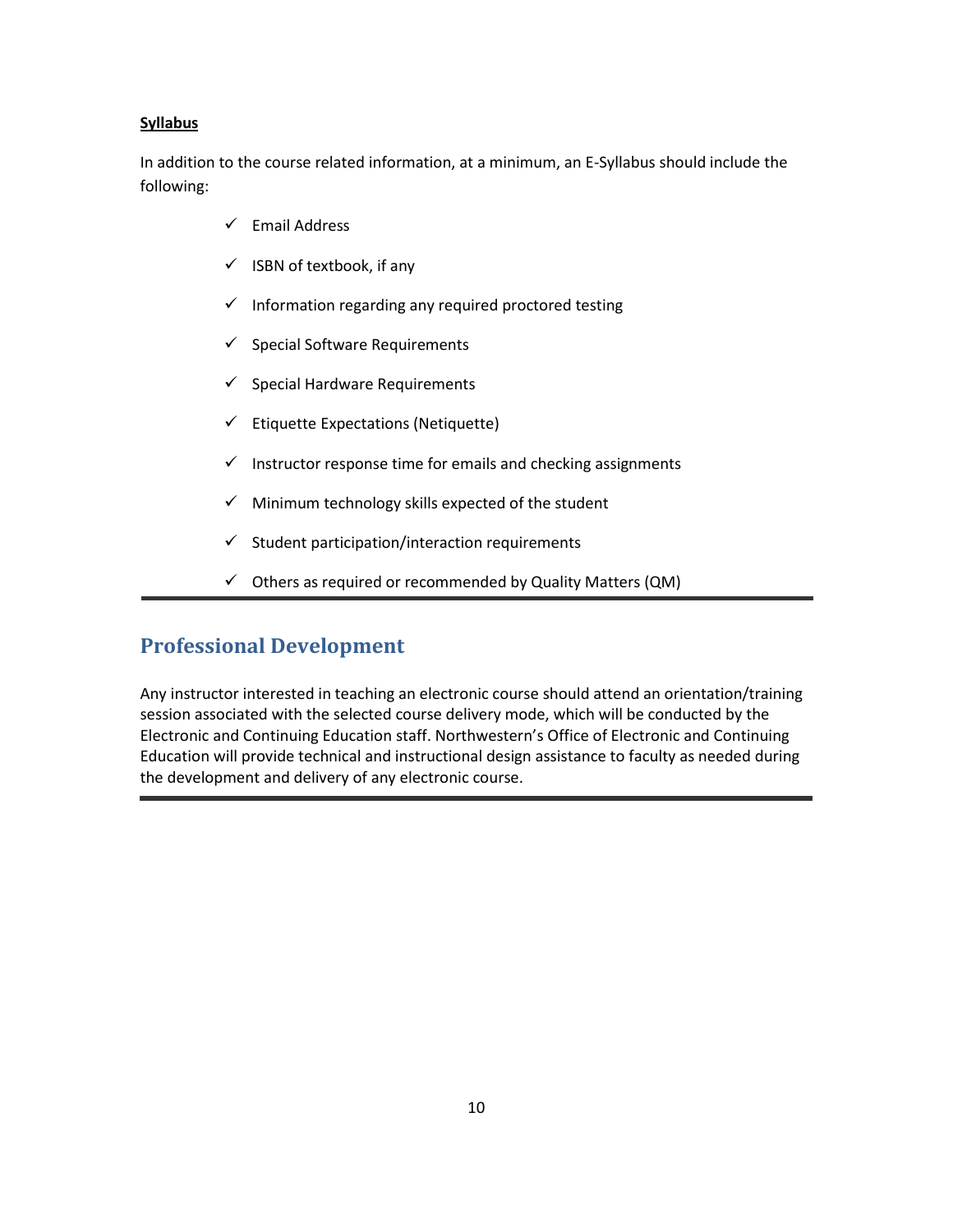**Syllabus**

In addition to the course related information, at a minimum, an E-Syllabus should include the following:

- ✓ Email Address
- ✓ ISBN of textbook, if any
- ✓ Information regarding any required proctored testing
- ✓ Special Software Requirements
- ✓ Special Hardware Requirements
- ✓ Etiquette Expectations (Netiquette)
- ✓ Instructor response time for emails and checking assignments
- ✓ Minimum technology skills expected of the student
- ✓ Student participation/interaction requirements
- ✓ Others as required or recommended by Quality Matters (QM)

---

## Professional Development

Any instructor interested in teaching an electronic course should attend an orientation/training session associated with the selected course delivery mode, which will be conducted by the Electronic and Continuing Education staff. Northwestern's Office of Electronic and Continuing Education will provide technical and instructional design assistance to faculty as needed during the development and delivery of any electronic course.

---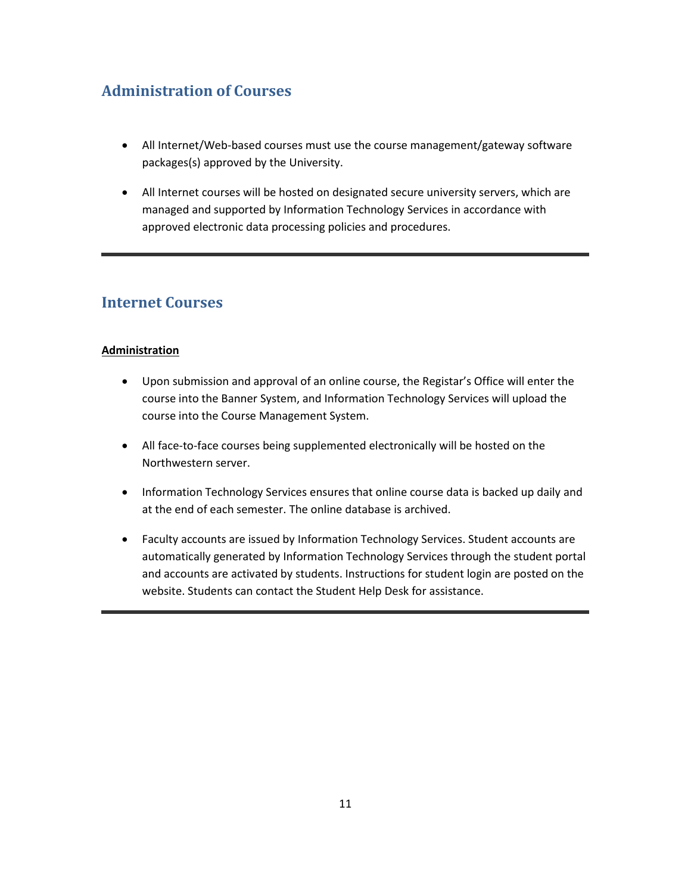## Administration of Courses

- All Internet/Web-based courses must use the course management/gateway software packages(s) approved by the University.

- All Internet courses will be hosted on designated secure university servers, which are managed and supported by Information Technology Services in accordance with approved electronic data processing policies and procedures.

---

## Internet Courses

**Administration**

- Upon submission and approval of an online course, the Registar's Office will enter the course into the Banner System, and Information Technology Services will upload the course into the Course Management System.

- All face-to-face courses being supplemented electronically will be hosted on the Northwestern server.

- Information Technology Services ensures that online course data is backed up daily and at the end of each semester. The online database is archived.

- Faculty accounts are issued by Information Technology Services. Student accounts are automatically generated by Information Technology Services through the student portal and accounts are activated by students. Instructions for student login are posted on the website. Students can contact the Student Help Desk for assistance.

---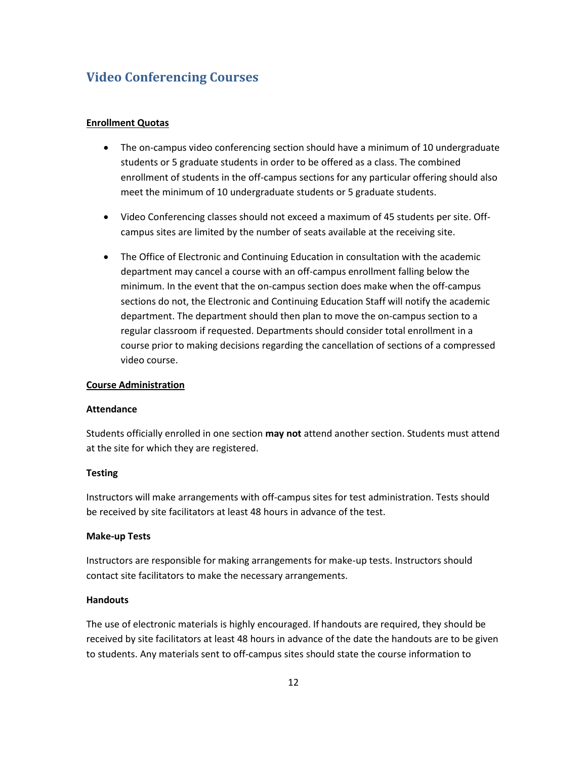## Video Conferencing Courses

**Enrollment Quotas**

- The on-campus video conferencing section should have a minimum of 10 undergraduate students or 5 graduate students in order to be offered as a class. The combined enrollment of students in the off-campus sections for any particular offering should also meet the minimum of 10 undergraduate students or 5 graduate students.

- Video Conferencing classes should not exceed a maximum of 45 students per site. Off-campus sites are limited by the number of seats available at the receiving site.

- The Office of Electronic and Continuing Education in consultation with the academic department may cancel a course with an off-campus enrollment falling below the minimum. In the event that the on-campus section does make when the off-campus sections do not, the Electronic and Continuing Education Staff will notify the academic department. The department should then plan to move the on-campus section to a regular classroom if requested. Departments should consider total enrollment in a course prior to making decisions regarding the cancellation of sections of a compressed video course.

**Course Administration**

**Attendance**

Students officially enrolled in one section **may not** attend another section. Students must attend at the site for which they are registered.

**Testing**

Instructors will make arrangements with off-campus sites for test administration. Tests should be received by site facilitators at least 48 hours in advance of the test.

**Make-up Tests**

Instructors are responsible for making arrangements for make-up tests. Instructors should contact site facilitators to make the necessary arrangements.

**Handouts**

The use of electronic materials is highly encouraged. If handouts are required, they should be received by site facilitators at least 48 hours in advance of the date the handouts are to be given to students. Any materials sent to off-campus sites should state the course information to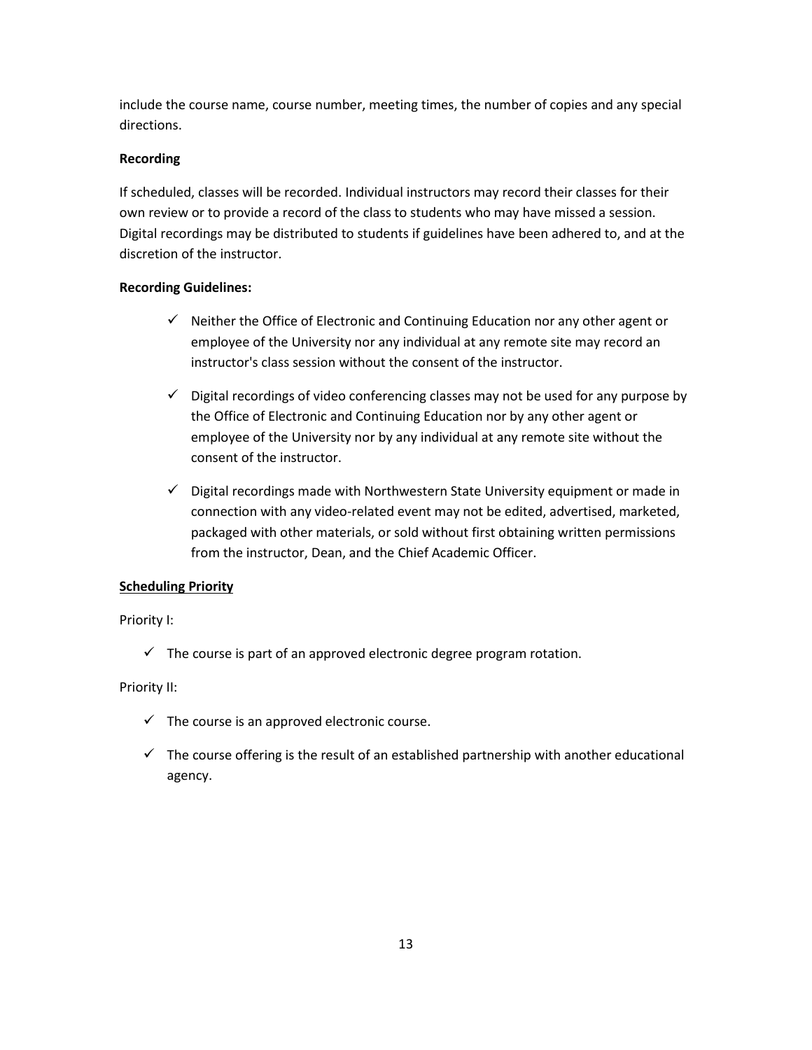include the course name, course number, meeting times, the number of copies and any special directions.

**Recording**

If scheduled, classes will be recorded. Individual instructors may record their classes for their own review or to provide a record of the class to students who may have missed a session. Digital recordings may be distributed to students if guidelines have been adhered to, and at the discretion of the instructor.

**Recording Guidelines:**

- ✓ Neither the Office of Electronic and Continuing Education nor any other agent or employee of the University nor any individual at any remote site may record an instructor's class session without the consent of the instructor.
- ✓ Digital recordings of video conferencing classes may not be used for any purpose by the Office of Electronic and Continuing Education nor by any other agent or employee of the University nor by any individual at any remote site without the consent of the instructor.
- ✓ Digital recordings made with Northwestern State University equipment or made in connection with any video-related event may not be edited, advertised, marketed, packaged with other materials, or sold without first obtaining written permissions from the instructor, Dean, and the Chief Academic Officer.

**Scheduling Priority**

Priority I:

- ✓ The course is part of an approved electronic degree program rotation.

Priority II:

- ✓ The course is an approved electronic course.
- ✓ The course offering is the result of an established partnership with another educational agency.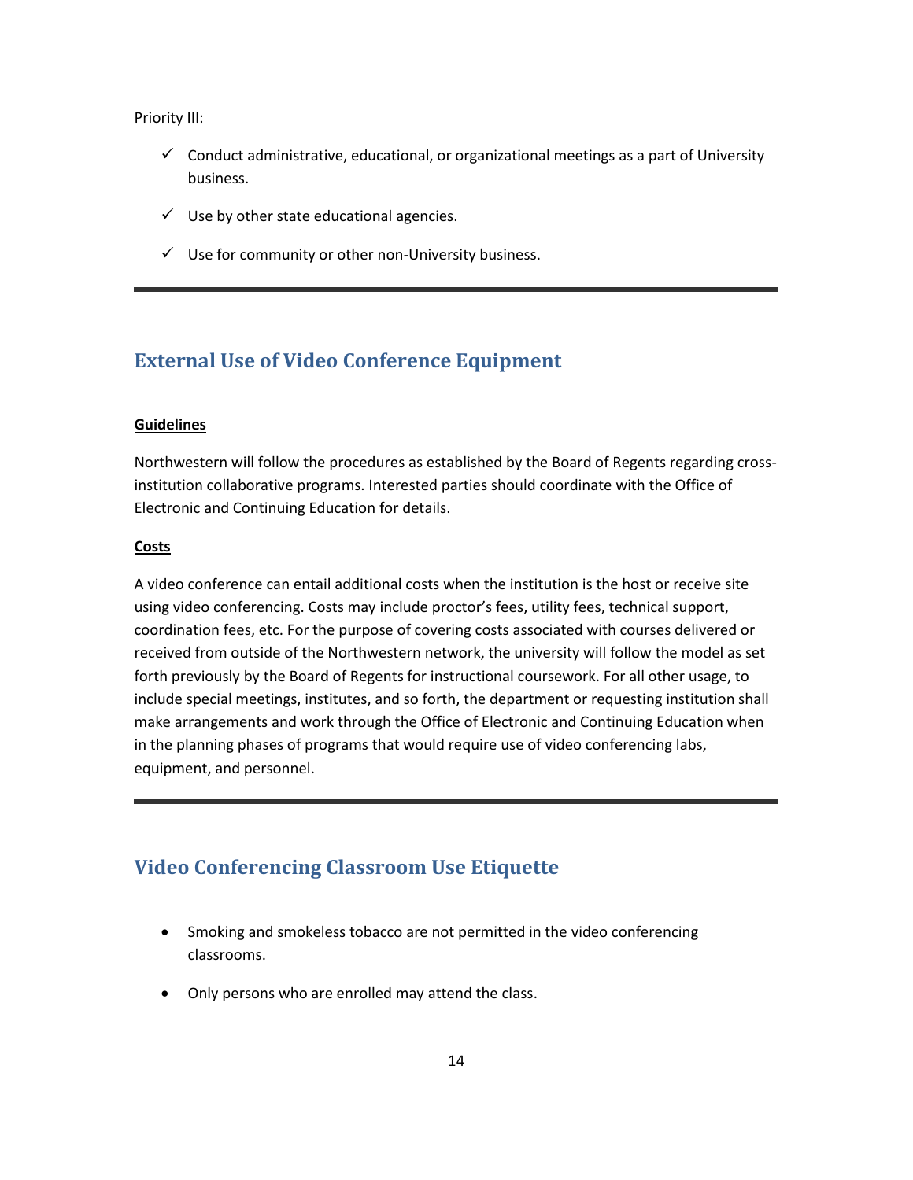Priority III:

- ✓ Conduct administrative, educational, or organizational meetings as a part of University business.
- ✓ Use by other state educational agencies.
- ✓ Use for community or other non-University business.

---

## External Use of Video Conference Equipment

**Guidelines**

Northwestern will follow the procedures as established by the Board of Regents regarding cross-institution collaborative programs. Interested parties should coordinate with the Office of Electronic and Continuing Education for details.

**Costs**

A video conference can entail additional costs when the institution is the host or receive site using video conferencing. Costs may include proctor's fees, utility fees, technical support, coordination fees, etc. For the purpose of covering costs associated with courses delivered or received from outside of the Northwestern network, the university will follow the model as set forth previously by the Board of Regents for instructional coursework. For all other usage, to include special meetings, institutes, and so forth, the department or requesting institution shall make arrangements and work through the Office of Electronic and Continuing Education when in the planning phases of programs that would require use of video conferencing labs, equipment, and personnel.

---

## Video Conferencing Classroom Use Etiquette

- Smoking and smokeless tobacco are not permitted in the video conferencing classrooms.
- Only persons who are enrolled may attend the class.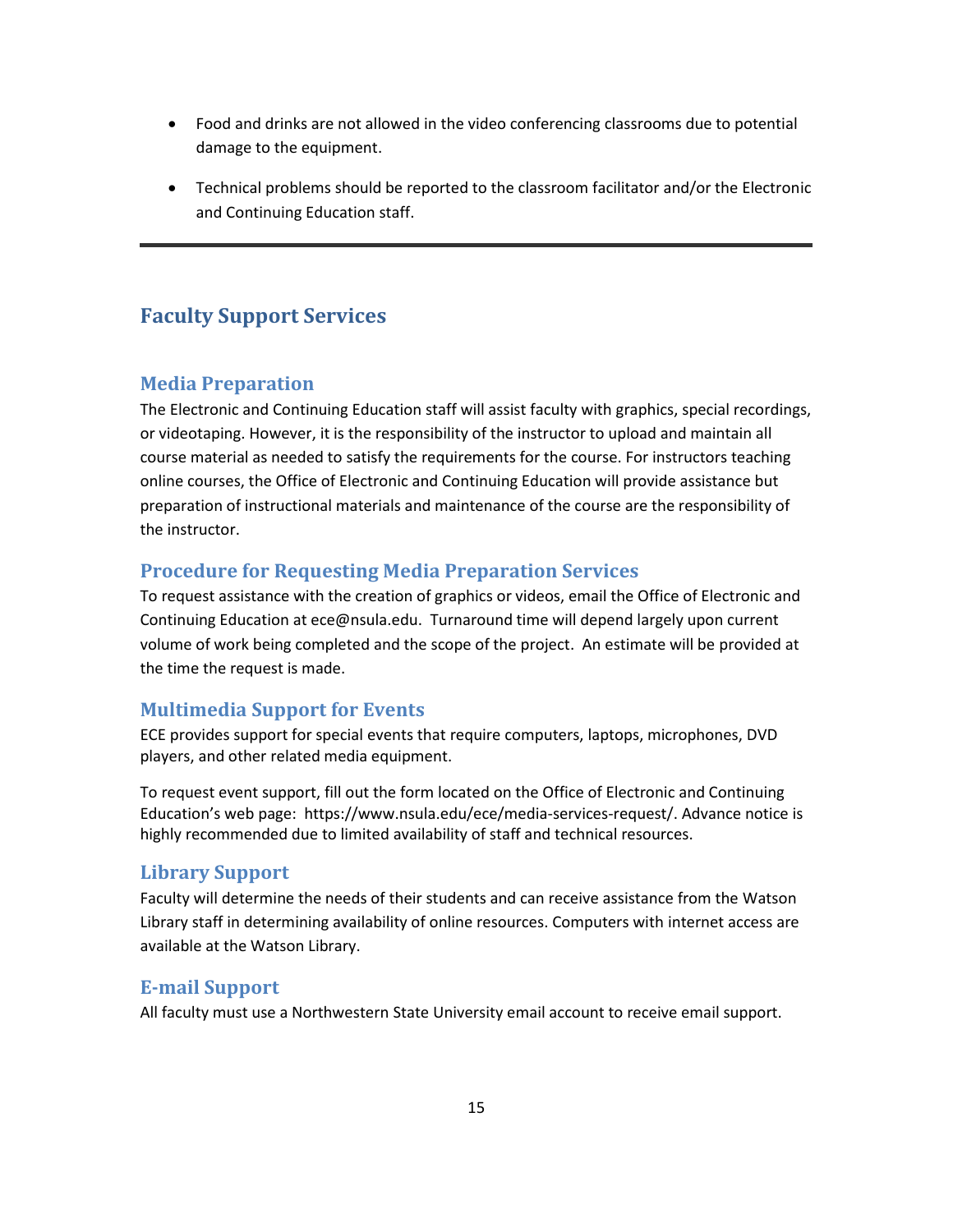- Food and drinks are not allowed in the video conferencing classrooms due to potential damage to the equipment.

- Technical problems should be reported to the classroom facilitator and/or the Electronic and Continuing Education staff.

---

## Faculty Support Services

### Media Preparation

The Electronic and Continuing Education staff will assist faculty with graphics, special recordings, or videotaping. However, it is the responsibility of the instructor to upload and maintain all course material as needed to satisfy the requirements for the course. For instructors teaching online courses, the Office of Electronic and Continuing Education will provide assistance but preparation of instructional materials and maintenance of the course are the responsibility of the instructor.

### Procedure for Requesting Media Preparation Services

To request assistance with the creation of graphics or videos, email the Office of Electronic and Continuing Education at ece@nsula.edu. Turnaround time will depend largely upon current volume of work being completed and the scope of the project. An estimate will be provided at the time the request is made.

### Multimedia Support for Events

ECE provides support for special events that require computers, laptops, microphones, DVD players, and other related media equipment.

To request event support, fill out the form located on the Office of Electronic and Continuing Education's web page: https://www.nsula.edu/ece/media-services-request/. Advance notice is highly recommended due to limited availability of staff and technical resources.

### Library Support

Faculty will determine the needs of their students and can receive assistance from the Watson Library staff in determining availability of online resources. Computers with internet access are available at the Watson Library.

### E-mail Support

All faculty must use a Northwestern State University email account to receive email support.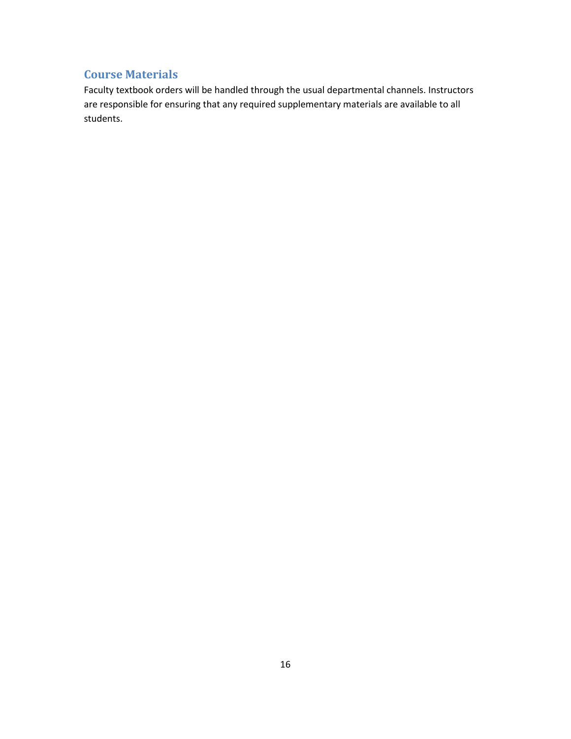## Course Materials

Faculty textbook orders will be handled through the usual departmental channels. Instructors are responsible for ensuring that any required supplementary materials are available to all students.